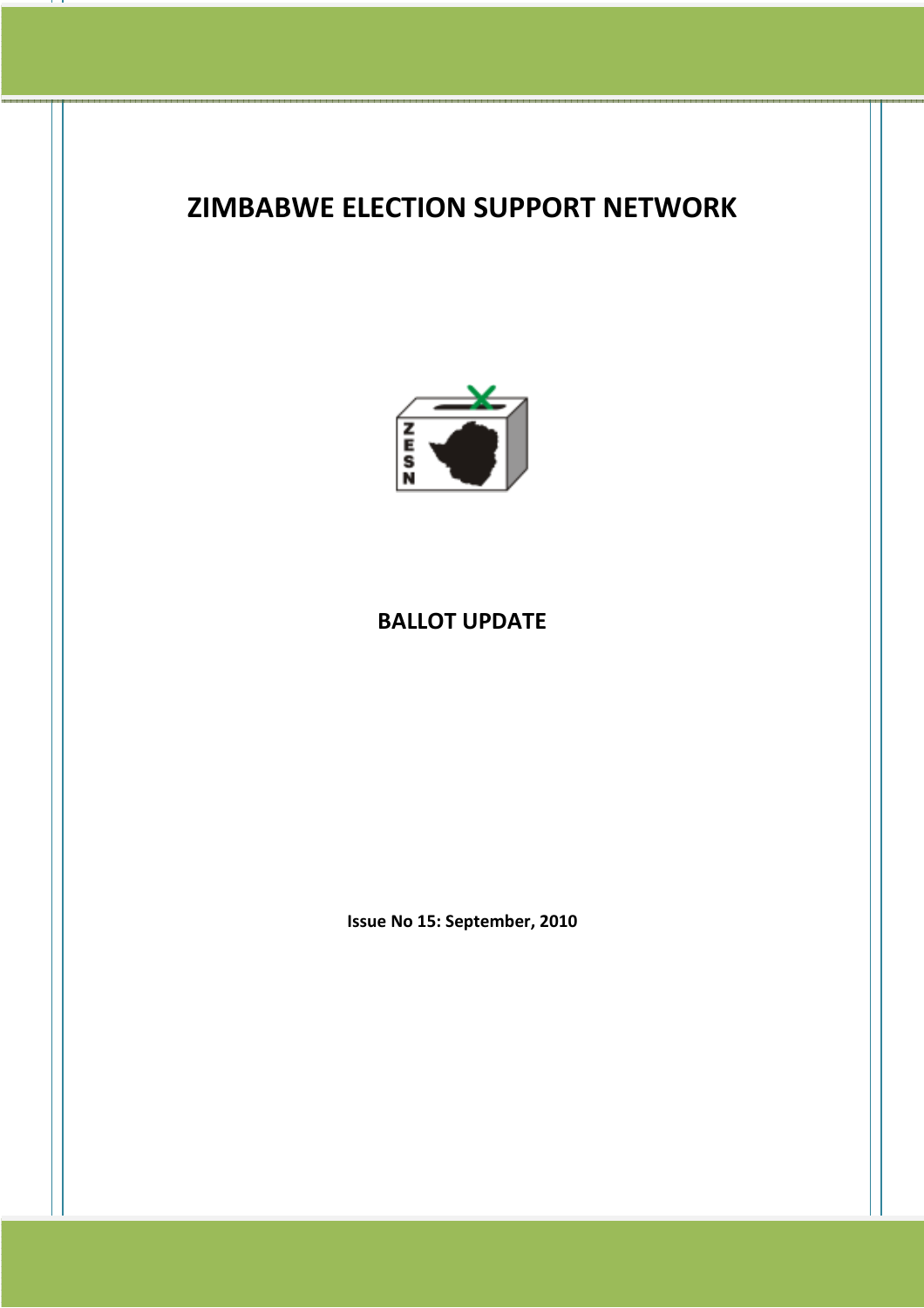# ZIMBABWE ELECTION SUPPORT NETWORK

## BALLOT UPDATE

**Issue No 15: September, 2010**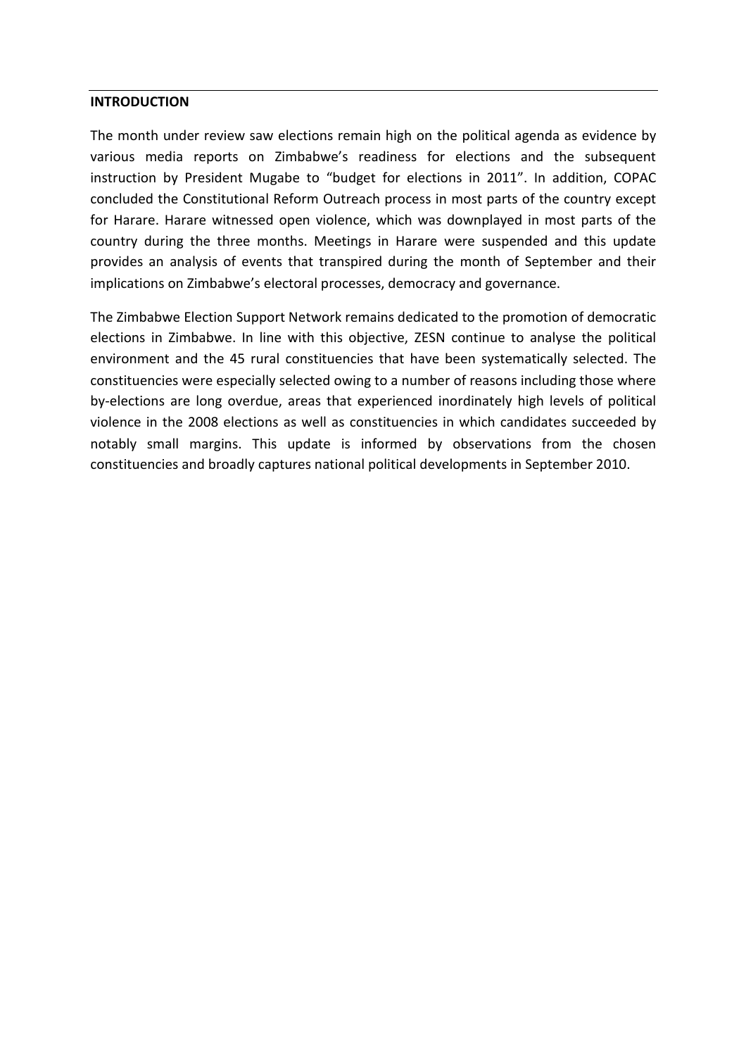## INTRODUCTION

The month under review saw elections remain high on the political agenda as evidence by various media reports on Zimbabwe's readiness for elections and the subsequent instruction by President Mugabe to "budget for elections in 2011". In addition, COPAC concluded the Constitutional Reform Outreach process in most parts of the country except for Harare. Harare witnessed open violence, which was downplayed in most parts of the country during the three months. Meetings in Harare were suspended and this update provides an analysis of events that transpired during the month of September and their implications on Zimbabwe's electoral processes, democracy and governance.

The Zimbabwe Election Support Network remains dedicated to the promotion of democratic elections in Zimbabwe. In line with this objective, ZESN continue to analyse the political environment and the 45 rural constituencies that have been systematically selected. The constituencies were especially selected owing to a number of reasons including those where by-elections are long overdue, areas that experienced inordinately high levels of political violence in the 2008 elections as well as constituencies in which candidates succeeded by notably small margins. This update is informed by observations from the chosen constituencies and broadly captures national political developments in September 2010.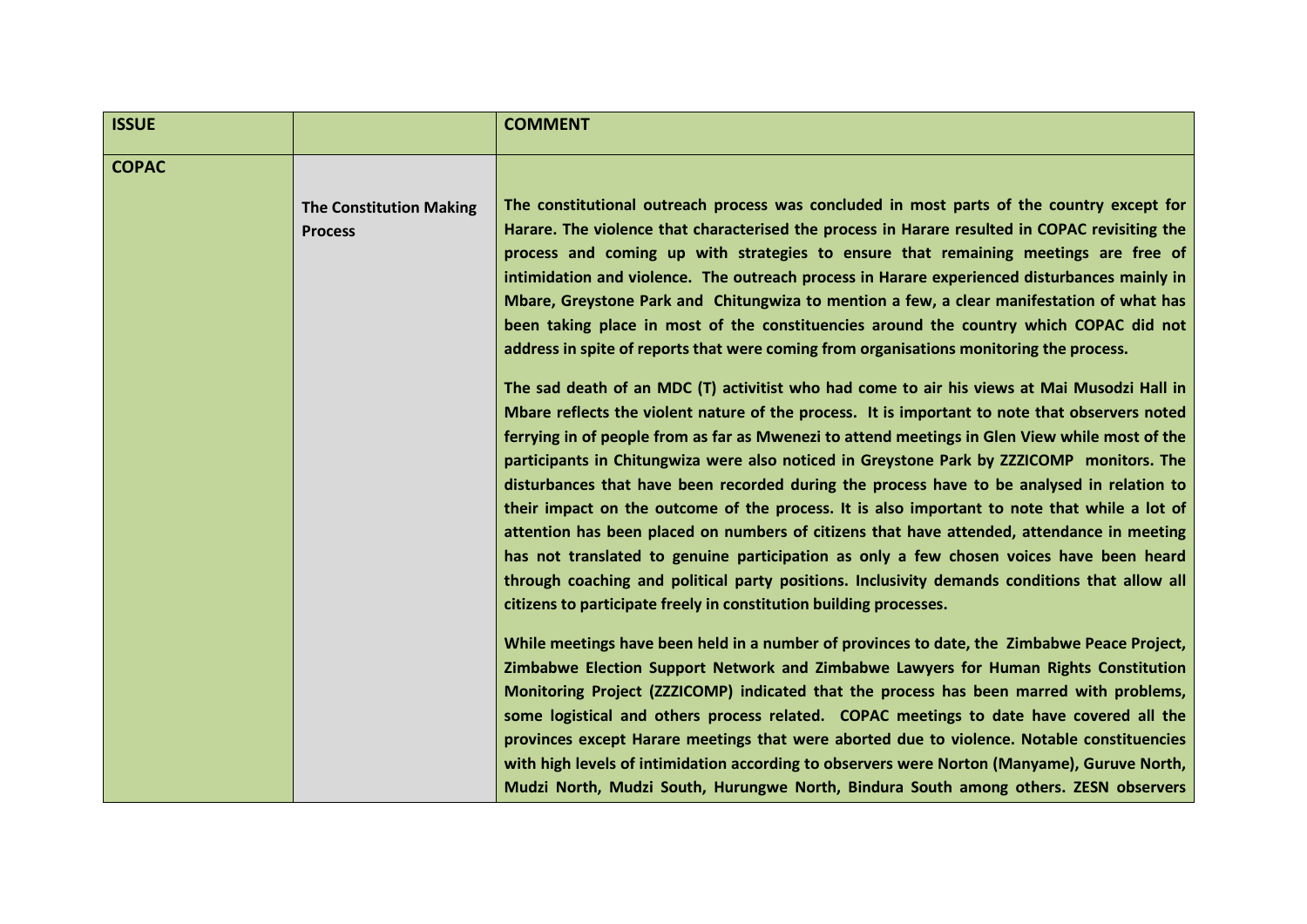| ISSUE | | COMMENT |
|---|---|---|
| **COPAC** | **The Constitution Making Process** | **The constitutional outreach process was concluded in most parts of the country except for Harare. The violence that characterised the process in Harare resulted in COPAC revisiting the process and coming up with strategies to ensure that remaining meetings are free of intimidation and violence. The outreach process in Harare experienced disturbances mainly in Mbare, Greystone Park and Chitungwiza to mention a few, a clear manifestation of what has been taking place in most of the constituencies around the country which COPAC did not address in spite of reports that were coming from organisations monitoring the process.**<br><br>**The sad death of an MDC (T) activitist who had come to air his views at Mai Musodzi Hall in Mbare reflects the violent nature of the process. It is important to note that observers noted ferrying in of people from as far as Mwenezi to attend meetings in Glen View while most of the participants in Chitungwiza were also noticed in Greystone Park by ZZZICOMP monitors. The disturbances that have been recorded during the process have to be analysed in relation to their impact on the outcome of the process. It is also important to note that while a lot of attention has been placed on numbers of citizens that have attended, attendance in meeting has not translated to genuine participation as only a few chosen voices have been heard through coaching and political party positions. Inclusivity demands conditions that allow all citizens to participate freely in constitution building processes.**<br><br>**While meetings have been held in a number of provinces to date, the Zimbabwe Peace Project, Zimbabwe Election Support Network and Zimbabwe Lawyers for Human Rights Constitution Monitoring Project (ZZZICOMP) indicated that the process has been marred with problems, some logistical and others process related. COPAC meetings to date have covered all the provinces except Harare meetings that were aborted due to violence. Notable constituencies with high levels of intimidation according to observers were Norton (Manyame), Guruve North, Mudzi North, Mudzi South, Hurungwe North, Bindura South among others. ZESN observers** |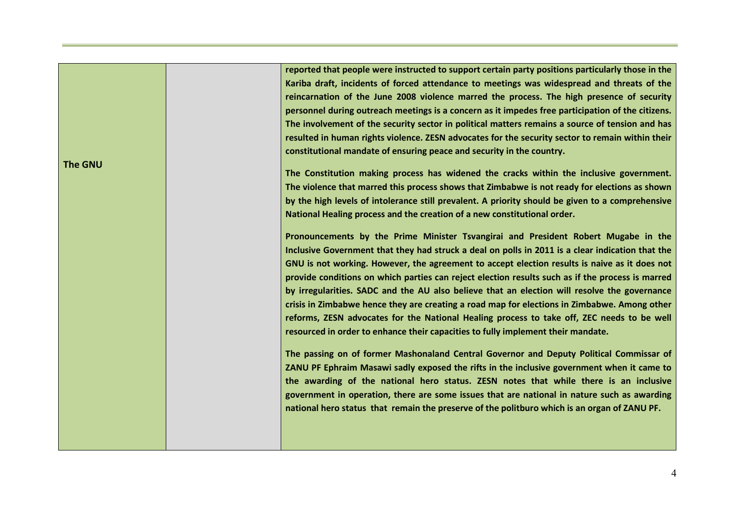| | | |
|---|---|---|
| **The GNU** | | **reported that people were instructed to support certain party positions particularly those in the Kariba draft, incidents of forced attendance to meetings was widespread and threats of the reincarnation of the June 2008 violence marred the process. The high presence of security personnel during outreach meetings is a concern as it impedes free participation of the citizens. The involvement of the security sector in political matters remains a source of tension and has resulted in human rights violence. ZESN advocates for the security sector to remain within their constitutional mandate of ensuring peace and security in the country.**<br><br>**The Constitution making process has widened the cracks within the inclusive government. The violence that marred this process shows that Zimbabwe is not ready for elections as shown by the high levels of intolerance still prevalent. A priority should be given to a comprehensive National Healing process and the creation of a new constitutional order.**<br><br>**Pronouncements by the Prime Minister Tsvangirai and President Robert Mugabe in the Inclusive Government that they had struck a deal on polls in 2011 is a clear indication that the GNU is not working. However, the agreement to accept election results is naive as it does not provide conditions on which parties can reject election results such as if the process is marred by irregularities. SADC and the AU also believe that an election will resolve the governance crisis in Zimbabwe hence they are creating a road map for elections in Zimbabwe. Among other reforms, ZESN advocates for the National Healing process to take off, ZEC needs to be well resourced in order to enhance their capacities to fully implement their mandate.**<br><br>**The passing on of former Mashonaland Central Governor and Deputy Political Commissar of ZANU PF Ephraim Masawi sadly exposed the rifts in the inclusive government when it came to the awarding of the national hero status. ZESN notes that while there is an inclusive government in operation, there are some issues that are national in nature such as awarding national hero status that remain the preserve of the politburo which is an organ of ZANU PF.** |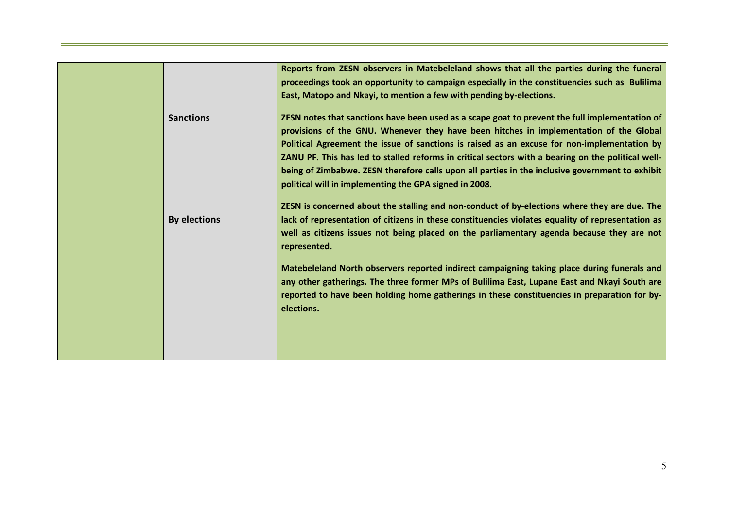| | | |
|---|---|---|
| | | **Reports from ZESN observers in Matebeleland shows that all the parties during the funeral proceedings took an opportunity to campaign especially in the constituencies such as Bulilima East, Matopo and Nkayi, to mention a few with pending by-elections.** |
| | **Sanctions** | **ZESN notes that sanctions have been used as a scape goat to prevent the full implementation of provisions of the GNU. Whenever they have been hitches in implementation of the Global Political Agreement the issue of sanctions is raised as an excuse for non-implementation by ZANU PF. This has led to stalled reforms in critical sectors with a bearing on the political well-being of Zimbabwe. ZESN therefore calls upon all parties in the inclusive government to exhibit political will in implementing the GPA signed in 2008.** |
| | **By elections** | **ZESN is concerned about the stalling and non-conduct of by-elections where they are due. The lack of representation of citizens in these constituencies violates equality of representation as well as citizens issues not being placed on the parliamentary agenda because they are not represented.**<br><br>**Matebeleland North observers reported indirect campaigning taking place during funerals and any other gatherings. The three former MPs of Bulilima East, Lupane East and Nkayi South are reported to have been holding home gatherings in these constituencies in preparation for by-elections.** |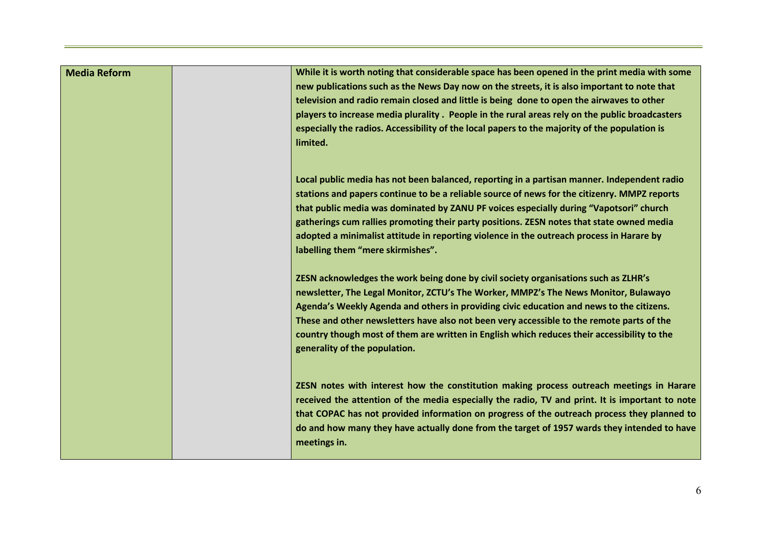| Media Reform | | While it is worth noting that considerable space has been opened in the print media with some new publications such as the News Day now on the streets, it is also important to note that television and radio remain closed and little is being done to open the airwaves to other players to increase media plurality . People in the rural areas rely on the public broadcasters especially the radios. Accessibility of the local papers to the majority of the population is limited.<br><br>Local public media has not been balanced, reporting in a partisan manner. Independent radio stations and papers continue to be a reliable source of news for the citizenry. MMPZ reports that public media was dominated by ZANU PF voices especially during "Vapotsori" church gatherings cum rallies promoting their party positions. ZESN notes that state owned media adopted a minimalist attitude in reporting violence in the outreach process in Harare by labelling them "mere skirmishes".<br><br>ZESN acknowledges the work being done by civil society organisations such as ZLHR's newsletter, The Legal Monitor, ZCTU's The Worker, MMPZ's The News Monitor, Bulawayo Agenda's Weekly Agenda and others in providing civic education and news to the citizens. These and other newsletters have also not been very accessible to the remote parts of the country though most of them are written in English which reduces their accessibility to the generality of the population.<br><br>ZESN notes with interest how the constitution making process outreach meetings in Harare received the attention of the media especially the radio, TV and print. It is important to note that COPAC has not provided information on progress of the outreach process they planned to do and how many they have actually done from the target of 1957 wards they intended to have meetings in. |
|---|---|---|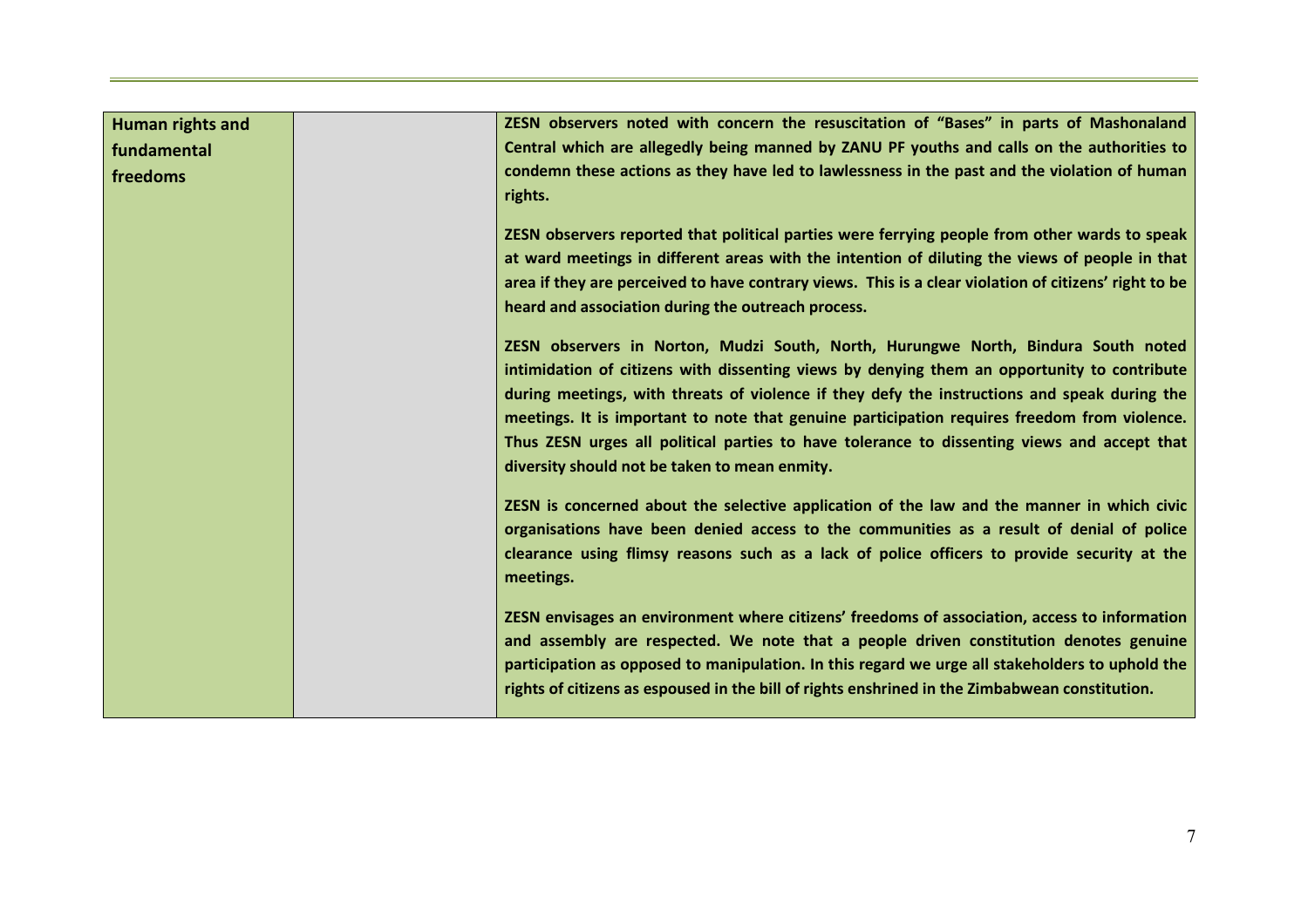| | | |
|---|---|---|
| **Human rights and fundamental freedoms** | | **ZESN observers noted with concern the resuscitation of "Bases" in parts of Mashonaland Central which are allegedly being manned by ZANU PF youths and calls on the authorities to condemn these actions as they have led to lawlessness in the past and the violation of human rights.**<br><br>**ZESN observers reported that political parties were ferrying people from other wards to speak at ward meetings in different areas with the intention of diluting the views of people in that area if they are perceived to have contrary views. This is a clear violation of citizens' right to be heard and association during the outreach process.**<br><br>**ZESN observers in Norton, Mudzi South, North, Hurungwe North, Bindura South noted intimidation of citizens with dissenting views by denying them an opportunity to contribute during meetings, with threats of violence if they defy the instructions and speak during the meetings. It is important to note that genuine participation requires freedom from violence. Thus ZESN urges all political parties to have tolerance to dissenting views and accept that diversity should not be taken to mean enmity.**<br><br>**ZESN is concerned about the selective application of the law and the manner in which civic organisations have been denied access to the communities as a result of denial of police clearance using flimsy reasons such as a lack of police officers to provide security at the meetings.**<br><br>**ZESN envisages an environment where citizens' freedoms of association, access to information and assembly are respected. We note that a people driven constitution denotes genuine participation as opposed to manipulation. In this regard we urge all stakeholders to uphold the rights of citizens as espoused in the bill of rights enshrined in the Zimbabwean constitution.** |